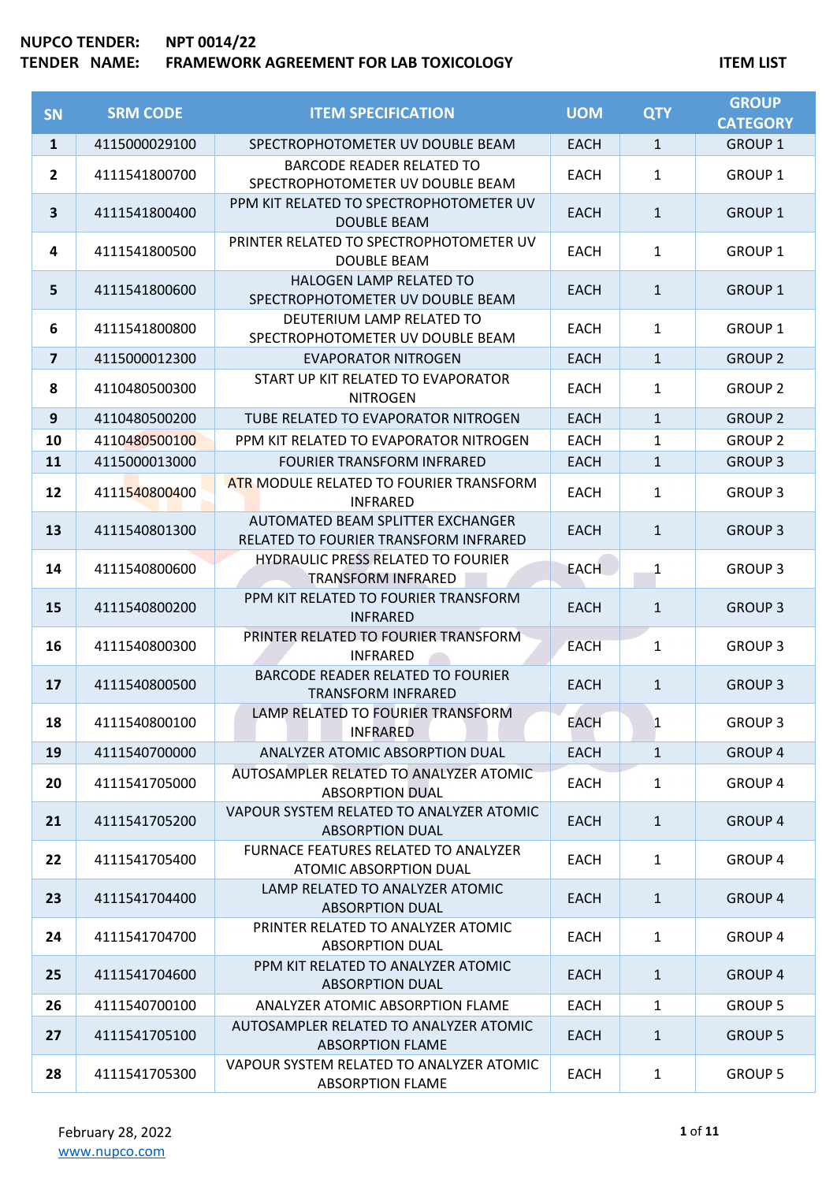**NUPCO TENDER:** NPT 0014/22
**TENDER NAME:** FRAMEWORK AGREEMENT FOR LAB TOXICOLOGY

**ITEM LIST**

| SN | SRM CODE | ITEM SPECIFICATION | UOM | QTY | GROUP CATEGORY |
|---|---|---|---|---|---|
| 1 | 4115000029100 | SPECTROPHOTOMETER UV DOUBLE BEAM | EACH | 1 | GROUP 1 |
| 2 | 4111541800700 | BARCODE READER RELATED TO SPECTROPHOTOMETER UV DOUBLE BEAM | EACH | 1 | GROUP 1 |
| 3 | 4111541800400 | PPM KIT RELATED TO SPECTROPHOTOMETER UV DOUBLE BEAM | EACH | 1 | GROUP 1 |
| 4 | 4111541800500 | PRINTER RELATED TO SPECTROPHOTOMETER UV DOUBLE BEAM | EACH | 1 | GROUP 1 |
| 5 | 4111541800600 | HALOGEN LAMP RELATED TO SPECTROPHOTOMETER UV DOUBLE BEAM | EACH | 1 | GROUP 1 |
| 6 | 4111541800800 | DEUTERIUM LAMP RELATED TO SPECTROPHOTOMETER UV DOUBLE BEAM | EACH | 1 | GROUP 1 |
| 7 | 4115000012300 | EVAPORATOR NITROGEN | EACH | 1 | GROUP 2 |
| 8 | 4110480500300 | START UP KIT RELATED TO EVAPORATOR NITROGEN | EACH | 1 | GROUP 2 |
| 9 | 4110480500200 | TUBE RELATED TO EVAPORATOR NITROGEN | EACH | 1 | GROUP 2 |
| 10 | 4110480500100 | PPM KIT RELATED TO EVAPORATOR NITROGEN | EACH | 1 | GROUP 2 |
| 11 | 4115000013000 | FOURIER TRANSFORM INFRARED | EACH | 1 | GROUP 3 |
| 12 | 4111540800400 | ATR MODULE RELATED TO FOURIER TRANSFORM INFRARED | EACH | 1 | GROUP 3 |
| 13 | 4111540801300 | AUTOMATED BEAM SPLITTER EXCHANGER RELATED TO FOURIER TRANSFORM INFRARED | EACH | 1 | GROUP 3 |
| 14 | 4111540800600 | HYDRAULIC PRESS RELATED TO FOURIER TRANSFORM INFRARED | EACH | 1 | GROUP 3 |
| 15 | 4111540800200 | PPM KIT RELATED TO FOURIER TRANSFORM INFRARED | EACH | 1 | GROUP 3 |
| 16 | 4111540800300 | PRINTER RELATED TO FOURIER TRANSFORM INFRARED | EACH | 1 | GROUP 3 |
| 17 | 4111540800500 | BARCODE READER RELATED TO FOURIER TRANSFORM INFRARED | EACH | 1 | GROUP 3 |
| 18 | 4111540800100 | LAMP RELATED TO FOURIER TRANSFORM INFRARED | EACH | 1 | GROUP 3 |
| 19 | 4111540700000 | ANALYZER ATOMIC ABSORPTION DUAL | EACH | 1 | GROUP 4 |
| 20 | 4111541705000 | AUTOSAMPLER RELATED TO ANALYZER ATOMIC ABSORPTION DUAL | EACH | 1 | GROUP 4 |
| 21 | 4111541705200 | VAPOUR SYSTEM RELATED TO ANALYZER ATOMIC ABSORPTION DUAL | EACH | 1 | GROUP 4 |
| 22 | 4111541705400 | FURNACE FEATURES RELATED TO ANALYZER ATOMIC ABSORPTION DUAL | EACH | 1 | GROUP 4 |
| 23 | 4111541704400 | LAMP RELATED TO ANALYZER ATOMIC ABSORPTION DUAL | EACH | 1 | GROUP 4 |
| 24 | 4111541704700 | PRINTER RELATED TO ANALYZER ATOMIC ABSORPTION DUAL | EACH | 1 | GROUP 4 |
| 25 | 4111541704600 | PPM KIT RELATED TO ANALYZER ATOMIC ABSORPTION DUAL | EACH | 1 | GROUP 4 |
| 26 | 4111540700100 | ANALYZER ATOMIC ABSORPTION FLAME | EACH | 1 | GROUP 5 |
| 27 | 4111541705100 | AUTOSAMPLER RELATED TO ANALYZER ATOMIC ABSORPTION FLAME | EACH | 1 | GROUP 5 |
| 28 | 4111541705300 | VAPOUR SYSTEM RELATED TO ANALYZER ATOMIC ABSORPTION FLAME | EACH | 1 | GROUP 5 |

February 28, 2022
www.nupco.com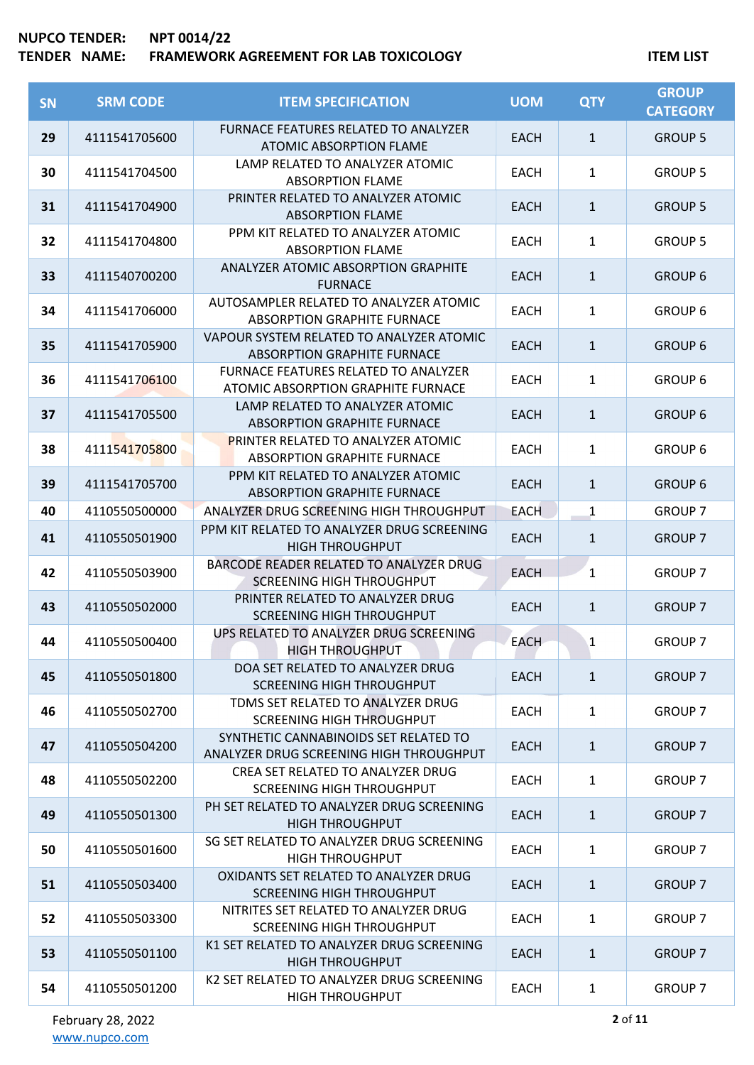**NUPCO TENDER:** NPT 0014/22
**TENDER NAME:** FRAMEWORK AGREEMENT FOR LAB TOXICOLOGY

**ITEM LIST**

| SN | SRM CODE | ITEM SPECIFICATION | UOM | QTY | GROUP CATEGORY |
|---|---|---|---|---|---|
| 29 | 4111541705600 | FURNACE FEATURES RELATED TO ANALYZER ATOMIC ABSORPTION FLAME | EACH | 1 | GROUP 5 |
| 30 | 4111541704500 | LAMP RELATED TO ANALYZER ATOMIC ABSORPTION FLAME | EACH | 1 | GROUP 5 |
| 31 | 4111541704900 | PRINTER RELATED TO ANALYZER ATOMIC ABSORPTION FLAME | EACH | 1 | GROUP 5 |
| 32 | 4111541704800 | PPM KIT RELATED TO ANALYZER ATOMIC ABSORPTION FLAME | EACH | 1 | GROUP 5 |
| 33 | 4111540700200 | ANALYZER ATOMIC ABSORPTION GRAPHITE FURNACE | EACH | 1 | GROUP 6 |
| 34 | 4111541706000 | AUTOSAMPLER RELATED TO ANALYZER ATOMIC ABSORPTION GRAPHITE FURNACE | EACH | 1 | GROUP 6 |
| 35 | 4111541705900 | VAPOUR SYSTEM RELATED TO ANALYZER ATOMIC ABSORPTION GRAPHITE FURNACE | EACH | 1 | GROUP 6 |
| 36 | 4111541706100 | FURNACE FEATURES RELATED TO ANALYZER ATOMIC ABSORPTION GRAPHITE FURNACE | EACH | 1 | GROUP 6 |
| 37 | 4111541705500 | LAMP RELATED TO ANALYZER ATOMIC ABSORPTION GRAPHITE FURNACE | EACH | 1 | GROUP 6 |
| 38 | 4111541705800 | PRINTER RELATED TO ANALYZER ATOMIC ABSORPTION GRAPHITE FURNACE | EACH | 1 | GROUP 6 |
| 39 | 4111541705700 | PPM KIT RELATED TO ANALYZER ATOMIC ABSORPTION GRAPHITE FURNACE | EACH | 1 | GROUP 6 |
| 40 | 4110550500000 | ANALYZER DRUG SCREENING HIGH THROUGHPUT | EACH | 1 | GROUP 7 |
| 41 | 4110550501900 | PPM KIT RELATED TO ANALYZER DRUG SCREENING HIGH THROUGHPUT | EACH | 1 | GROUP 7 |
| 42 | 4110550503900 | BARCODE READER RELATED TO ANALYZER DRUG SCREENING HIGH THROUGHPUT | EACH | 1 | GROUP 7 |
| 43 | 4110550502000 | PRINTER RELATED TO ANALYZER DRUG SCREENING HIGH THROUGHPUT | EACH | 1 | GROUP 7 |
| 44 | 4110550500400 | UPS RELATED TO ANALYZER DRUG SCREENING HIGH THROUGHPUT | EACH | 1 | GROUP 7 |
| 45 | 4110550501800 | DOA SET RELATED TO ANALYZER DRUG SCREENING HIGH THROUGHPUT | EACH | 1 | GROUP 7 |
| 46 | 4110550502700 | TDMS SET RELATED TO ANALYZER DRUG SCREENING HIGH THROUGHPUT | EACH | 1 | GROUP 7 |
| 47 | 4110550504200 | SYNTHETIC CANNABINOIDS SET RELATED TO ANALYZER DRUG SCREENING HIGH THROUGHPUT | EACH | 1 | GROUP 7 |
| 48 | 4110550502200 | CREA SET RELATED TO ANALYZER DRUG SCREENING HIGH THROUGHPUT | EACH | 1 | GROUP 7 |
| 49 | 4110550501300 | PH SET RELATED TO ANALYZER DRUG SCREENING HIGH THROUGHPUT | EACH | 1 | GROUP 7 |
| 50 | 4110550501600 | SG SET RELATED TO ANALYZER DRUG SCREENING HIGH THROUGHPUT | EACH | 1 | GROUP 7 |
| 51 | 4110550503400 | OXIDANTS SET RELATED TO ANALYZER DRUG SCREENING HIGH THROUGHPUT | EACH | 1 | GROUP 7 |
| 52 | 4110550503300 | NITRITES SET RELATED TO ANALYZER DRUG SCREENING HIGH THROUGHPUT | EACH | 1 | GROUP 7 |
| 53 | 4110550501100 | K1 SET RELATED TO ANALYZER DRUG SCREENING HIGH THROUGHPUT | EACH | 1 | GROUP 7 |
| 54 | 4110550501200 | K2 SET RELATED TO ANALYZER DRUG SCREENING HIGH THROUGHPUT | EACH | 1 | GROUP 7 |

February 28, 2022
www.nupco.com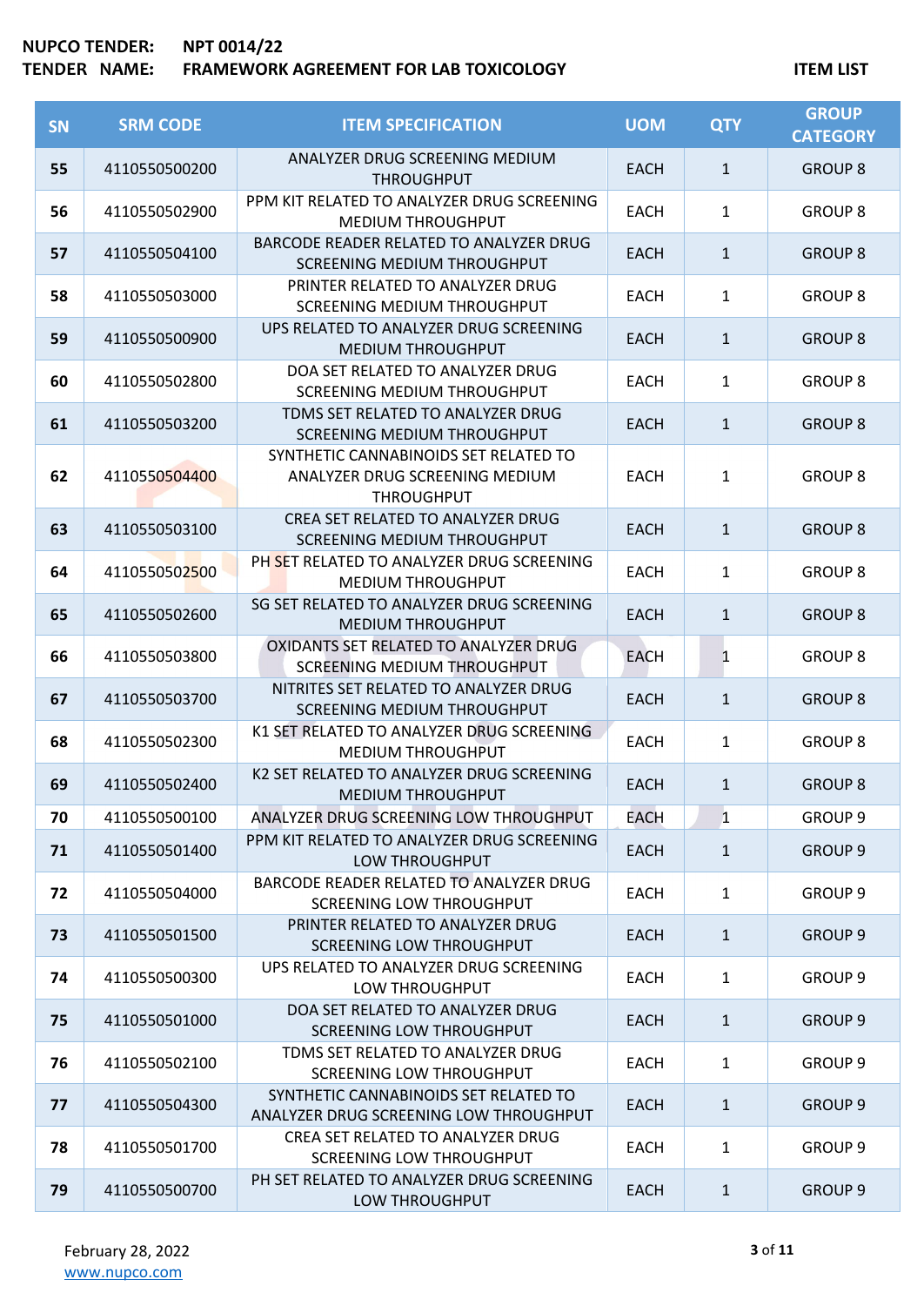**NUPCO TENDER:** NPT 0014/22
**TENDER NAME:** FRAMEWORK AGREEMENT FOR LAB TOXICOLOGY

**ITEM LIST**

| SN | SRM CODE | ITEM SPECIFICATION | UOM | QTY | GROUP CATEGORY |
|---|---|---|---|---|---|
| 55 | 4110550500200 | ANALYZER DRUG SCREENING MEDIUM THROUGHPUT | EACH | 1 | GROUP 8 |
| 56 | 4110550502900 | PPM KIT RELATED TO ANALYZER DRUG SCREENING MEDIUM THROUGHPUT | EACH | 1 | GROUP 8 |
| 57 | 4110550504100 | BARCODE READER RELATED TO ANALYZER DRUG SCREENING MEDIUM THROUGHPUT | EACH | 1 | GROUP 8 |
| 58 | 4110550503000 | PRINTER RELATED TO ANALYZER DRUG SCREENING MEDIUM THROUGHPUT | EACH | 1 | GROUP 8 |
| 59 | 4110550500900 | UPS RELATED TO ANALYZER DRUG SCREENING MEDIUM THROUGHPUT | EACH | 1 | GROUP 8 |
| 60 | 4110550502800 | DOA SET RELATED TO ANALYZER DRUG SCREENING MEDIUM THROUGHPUT | EACH | 1 | GROUP 8 |
| 61 | 4110550503200 | TDMS SET RELATED TO ANALYZER DRUG SCREENING MEDIUM THROUGHPUT | EACH | 1 | GROUP 8 |
| 62 | 4110550504400 | SYNTHETIC CANNABINOIDS SET RELATED TO ANALYZER DRUG SCREENING MEDIUM THROUGHPUT | EACH | 1 | GROUP 8 |
| 63 | 4110550503100 | CREA SET RELATED TO ANALYZER DRUG SCREENING MEDIUM THROUGHPUT | EACH | 1 | GROUP 8 |
| 64 | 4110550502500 | PH SET RELATED TO ANALYZER DRUG SCREENING MEDIUM THROUGHPUT | EACH | 1 | GROUP 8 |
| 65 | 4110550502600 | SG SET RELATED TO ANALYZER DRUG SCREENING MEDIUM THROUGHPUT | EACH | 1 | GROUP 8 |
| 66 | 4110550503800 | OXIDANTS SET RELATED TO ANALYZER DRUG SCREENING MEDIUM THROUGHPUT | EACH | 1 | GROUP 8 |
| 67 | 4110550503700 | NITRITES SET RELATED TO ANALYZER DRUG SCREENING MEDIUM THROUGHPUT | EACH | 1 | GROUP 8 |
| 68 | 4110550502300 | K1 SET RELATED TO ANALYZER DRUG SCREENING MEDIUM THROUGHPUT | EACH | 1 | GROUP 8 |
| 69 | 4110550502400 | K2 SET RELATED TO ANALYZER DRUG SCREENING MEDIUM THROUGHPUT | EACH | 1 | GROUP 8 |
| 70 | 4110550500100 | ANALYZER DRUG SCREENING LOW THROUGHPUT | EACH | 1 | GROUP 9 |
| 71 | 4110550501400 | PPM KIT RELATED TO ANALYZER DRUG SCREENING LOW THROUGHPUT | EACH | 1 | GROUP 9 |
| 72 | 4110550504000 | BARCODE READER RELATED TO ANALYZER DRUG SCREENING LOW THROUGHPUT | EACH | 1 | GROUP 9 |
| 73 | 4110550501500 | PRINTER RELATED TO ANALYZER DRUG SCREENING LOW THROUGHPUT | EACH | 1 | GROUP 9 |
| 74 | 4110550500300 | UPS RELATED TO ANALYZER DRUG SCREENING LOW THROUGHPUT | EACH | 1 | GROUP 9 |
| 75 | 4110550501000 | DOA SET RELATED TO ANALYZER DRUG SCREENING LOW THROUGHPUT | EACH | 1 | GROUP 9 |
| 76 | 4110550502100 | TDMS SET RELATED TO ANALYZER DRUG SCREENING LOW THROUGHPUT | EACH | 1 | GROUP 9 |
| 77 | 4110550504300 | SYNTHETIC CANNABINOIDS SET RELATED TO ANALYZER DRUG SCREENING LOW THROUGHPUT | EACH | 1 | GROUP 9 |
| 78 | 4110550501700 | CREA SET RELATED TO ANALYZER DRUG SCREENING LOW THROUGHPUT | EACH | 1 | GROUP 9 |
| 79 | 4110550500700 | PH SET RELATED TO ANALYZER DRUG SCREENING LOW THROUGHPUT | EACH | 1 | GROUP 9 |

February 28, 2022
www.nupco.com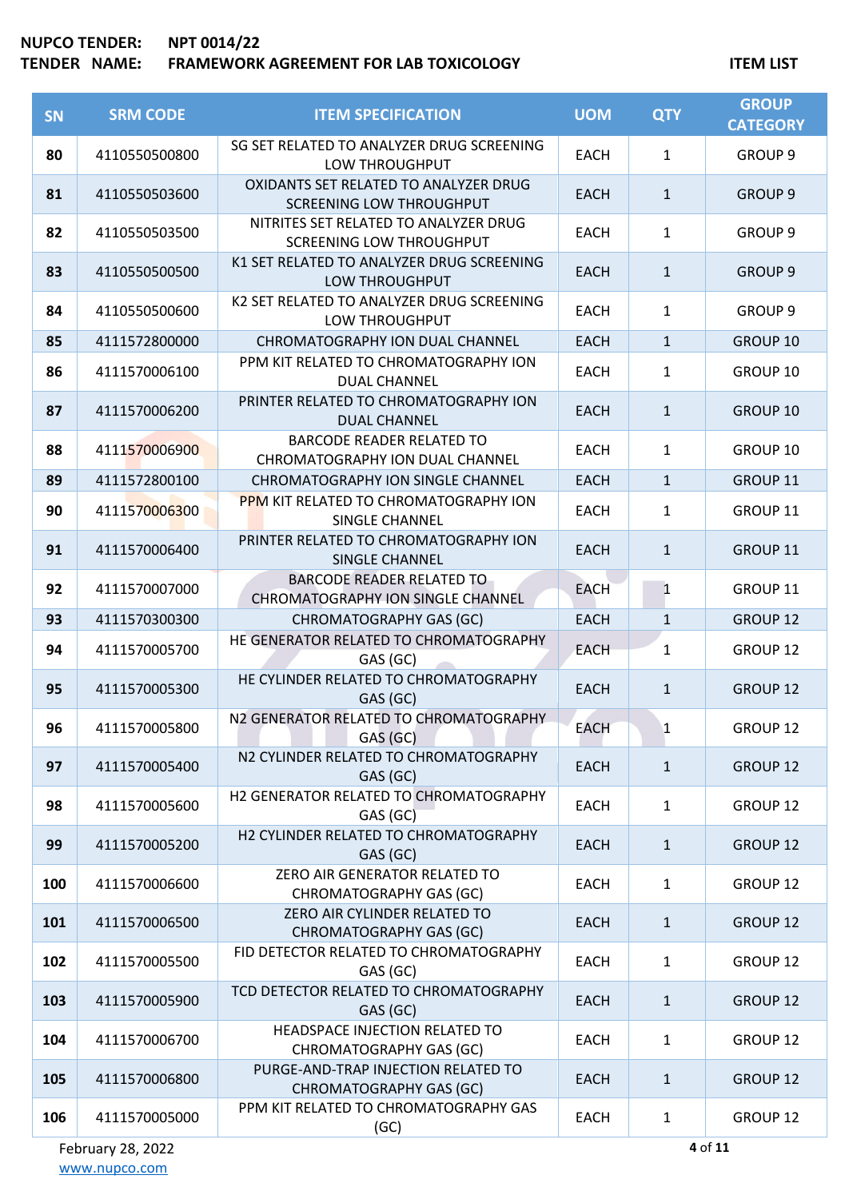**NUPCO TENDER:** NPT 0014/22
**TENDER NAME:** FRAMEWORK AGREEMENT FOR LAB TOXICOLOGY

**ITEM LIST**

| SN | SRM CODE | ITEM SPECIFICATION | UOM | QTY | GROUP CATEGORY |
|---|---|---|---|---|---|
| 80 | 4110550500800 | SG SET RELATED TO ANALYZER DRUG SCREENING LOW THROUGHPUT | EACH | 1 | GROUP 9 |
| 81 | 4110550503600 | OXIDANTS SET RELATED TO ANALYZER DRUG SCREENING LOW THROUGHPUT | EACH | 1 | GROUP 9 |
| 82 | 4110550503500 | NITRITES SET RELATED TO ANALYZER DRUG SCREENING LOW THROUGHPUT | EACH | 1 | GROUP 9 |
| 83 | 4110550500500 | K1 SET RELATED TO ANALYZER DRUG SCREENING LOW THROUGHPUT | EACH | 1 | GROUP 9 |
| 84 | 4110550500600 | K2 SET RELATED TO ANALYZER DRUG SCREENING LOW THROUGHPUT | EACH | 1 | GROUP 9 |
| 85 | 4111572800000 | CHROMATOGRAPHY ION DUAL CHANNEL | EACH | 1 | GROUP 10 |
| 86 | 4111570006100 | PPM KIT RELATED TO CHROMATOGRAPHY ION DUAL CHANNEL | EACH | 1 | GROUP 10 |
| 87 | 4111570006200 | PRINTER RELATED TO CHROMATOGRAPHY ION DUAL CHANNEL | EACH | 1 | GROUP 10 |
| 88 | 4111570006900 | BARCODE READER RELATED TO CHROMATOGRAPHY ION DUAL CHANNEL | EACH | 1 | GROUP 10 |
| 89 | 4111572800100 | CHROMATOGRAPHY ION SINGLE CHANNEL | EACH | 1 | GROUP 11 |
| 90 | 4111570006300 | PPM KIT RELATED TO CHROMATOGRAPHY ION SINGLE CHANNEL | EACH | 1 | GROUP 11 |
| 91 | 4111570006400 | PRINTER RELATED TO CHROMATOGRAPHY ION SINGLE CHANNEL | EACH | 1 | GROUP 11 |
| 92 | 4111570007000 | BARCODE READER RELATED TO CHROMATOGRAPHY ION SINGLE CHANNEL | EACH | 1 | GROUP 11 |
| 93 | 4111570300300 | CHROMATOGRAPHY GAS (GC) | EACH | 1 | GROUP 12 |
| 94 | 4111570005700 | HE GENERATOR RELATED TO CHROMATOGRAPHY GAS (GC) | EACH | 1 | GROUP 12 |
| 95 | 4111570005300 | HE CYLINDER RELATED TO CHROMATOGRAPHY GAS (GC) | EACH | 1 | GROUP 12 |
| 96 | 4111570005800 | N2 GENERATOR RELATED TO CHROMATOGRAPHY GAS (GC) | EACH | 1 | GROUP 12 |
| 97 | 4111570005400 | N2 CYLINDER RELATED TO CHROMATOGRAPHY GAS (GC) | EACH | 1 | GROUP 12 |
| 98 | 4111570005600 | H2 GENERATOR RELATED TO CHROMATOGRAPHY GAS (GC) | EACH | 1 | GROUP 12 |
| 99 | 4111570005200 | H2 CYLINDER RELATED TO CHROMATOGRAPHY GAS (GC) | EACH | 1 | GROUP 12 |
| 100 | 4111570006600 | ZERO AIR GENERATOR RELATED TO CHROMATOGRAPHY GAS (GC) | EACH | 1 | GROUP 12 |
| 101 | 4111570006500 | ZERO AIR CYLINDER RELATED TO CHROMATOGRAPHY GAS (GC) | EACH | 1 | GROUP 12 |
| 102 | 4111570005500 | FID DETECTOR RELATED TO CHROMATOGRAPHY GAS (GC) | EACH | 1 | GROUP 12 |
| 103 | 4111570005900 | TCD DETECTOR RELATED TO CHROMATOGRAPHY GAS (GC) | EACH | 1 | GROUP 12 |
| 104 | 4111570006700 | HEADSPACE INJECTION RELATED TO CHROMATOGRAPHY GAS (GC) | EACH | 1 | GROUP 12 |
| 105 | 4111570006800 | PURGE-AND-TRAP INJECTION RELATED TO CHROMATOGRAPHY GAS (GC) | EACH | 1 | GROUP 12 |
| 106 | 4111570005000 | PPM KIT RELATED TO CHROMATOGRAPHY GAS (GC) | EACH | 1 | GROUP 12 |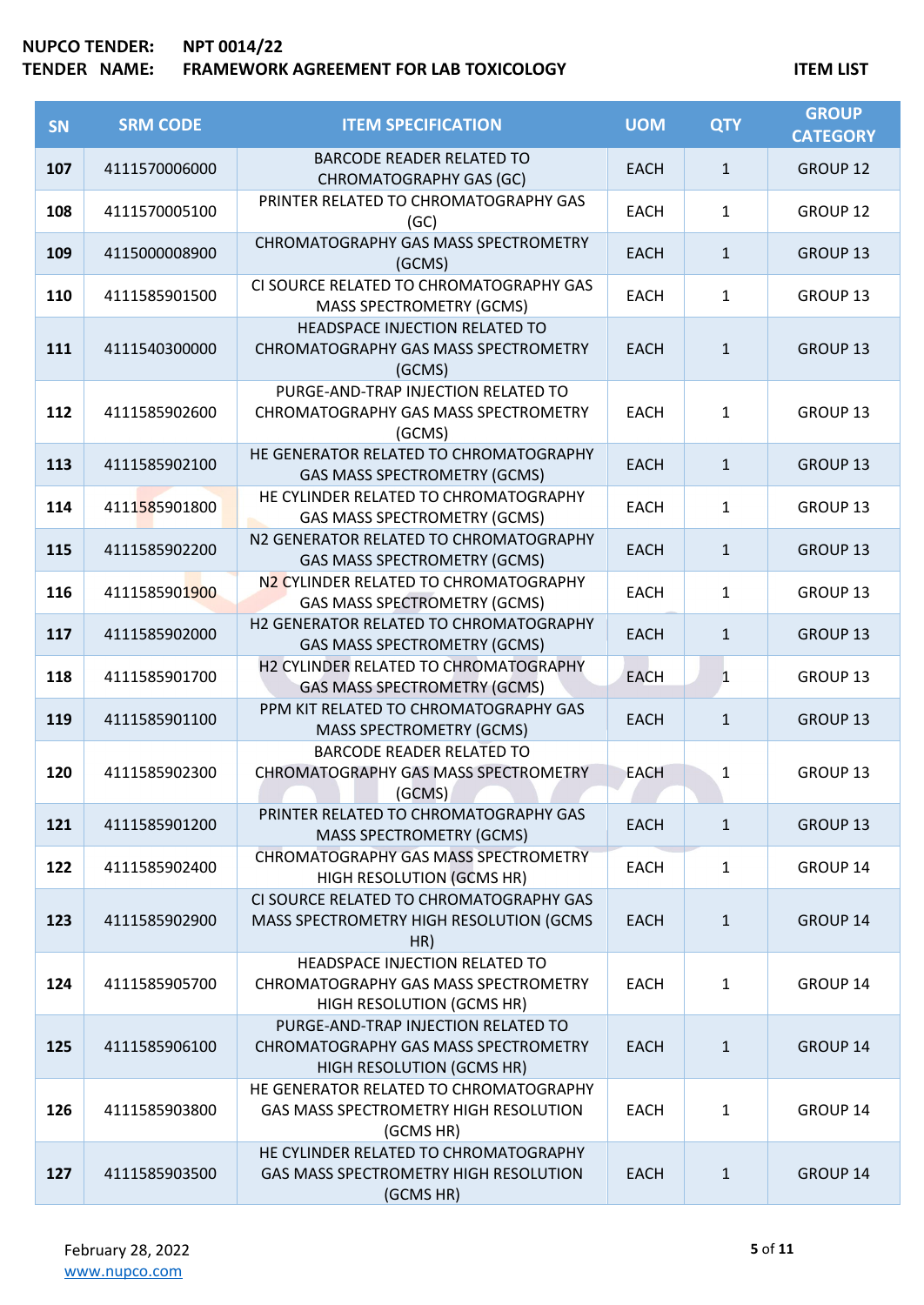**NUPCO TENDER:** NPT 0014/22
**TENDER NAME:** FRAMEWORK AGREEMENT FOR LAB TOXICOLOGY

**ITEM LIST**

| SN | SRM CODE | ITEM SPECIFICATION | UOM | QTY | GROUP CATEGORY |
|---|---|---|---|---|---|
| 107 | 4111570006000 | BARCODE READER RELATED TO CHROMATOGRAPHY GAS (GC) | EACH | 1 | GROUP 12 |
| 108 | 4111570005100 | PRINTER RELATED TO CHROMATOGRAPHY GAS (GC) | EACH | 1 | GROUP 12 |
| 109 | 4115000008900 | CHROMATOGRAPHY GAS MASS SPECTROMETRY (GCMS) | EACH | 1 | GROUP 13 |
| 110 | 4111585901500 | CI SOURCE RELATED TO CHROMATOGRAPHY GAS MASS SPECTROMETRY (GCMS) | EACH | 1 | GROUP 13 |
| 111 | 4111540300000 | HEADSPACE INJECTION RELATED TO CHROMATOGRAPHY GAS MASS SPECTROMETRY (GCMS) | EACH | 1 | GROUP 13 |
| 112 | 4111585902600 | PURGE-AND-TRAP INJECTION RELATED TO CHROMATOGRAPHY GAS MASS SPECTROMETRY (GCMS) | EACH | 1 | GROUP 13 |
| 113 | 4111585902100 | HE GENERATOR RELATED TO CHROMATOGRAPHY GAS MASS SPECTROMETRY (GCMS) | EACH | 1 | GROUP 13 |
| 114 | 4111585901800 | HE CYLINDER RELATED TO CHROMATOGRAPHY GAS MASS SPECTROMETRY (GCMS) | EACH | 1 | GROUP 13 |
| 115 | 4111585902200 | N2 GENERATOR RELATED TO CHROMATOGRAPHY GAS MASS SPECTROMETRY (GCMS) | EACH | 1 | GROUP 13 |
| 116 | 4111585901900 | N2 CYLINDER RELATED TO CHROMATOGRAPHY GAS MASS SPECTROMETRY (GCMS) | EACH | 1 | GROUP 13 |
| 117 | 4111585902000 | H2 GENERATOR RELATED TO CHROMATOGRAPHY GAS MASS SPECTROMETRY (GCMS) | EACH | 1 | GROUP 13 |
| 118 | 4111585901700 | H2 CYLINDER RELATED TO CHROMATOGRAPHY GAS MASS SPECTROMETRY (GCMS) | EACH | 1 | GROUP 13 |
| 119 | 4111585901100 | PPM KIT RELATED TO CHROMATOGRAPHY GAS MASS SPECTROMETRY (GCMS) | EACH | 1 | GROUP 13 |
| 120 | 4111585902300 | BARCODE READER RELATED TO CHROMATOGRAPHY GAS MASS SPECTROMETRY (GCMS) | EACH | 1 | GROUP 13 |
| 121 | 4111585901200 | PRINTER RELATED TO CHROMATOGRAPHY GAS MASS SPECTROMETRY (GCMS) | EACH | 1 | GROUP 13 |
| 122 | 4111585902400 | CHROMATOGRAPHY GAS MASS SPECTROMETRY HIGH RESOLUTION (GCMS HR) | EACH | 1 | GROUP 14 |
| 123 | 4111585902900 | CI SOURCE RELATED TO CHROMATOGRAPHY GAS MASS SPECTROMETRY HIGH RESOLUTION (GCMS HR) | EACH | 1 | GROUP 14 |
| 124 | 4111585905700 | HEADSPACE INJECTION RELATED TO CHROMATOGRAPHY GAS MASS SPECTROMETRY HIGH RESOLUTION (GCMS HR) | EACH | 1 | GROUP 14 |
| 125 | 4111585906100 | PURGE-AND-TRAP INJECTION RELATED TO CHROMATOGRAPHY GAS MASS SPECTROMETRY HIGH RESOLUTION (GCMS HR) | EACH | 1 | GROUP 14 |
| 126 | 4111585903800 | HE GENERATOR RELATED TO CHROMATOGRAPHY GAS MASS SPECTROMETRY HIGH RESOLUTION (GCMS HR) | EACH | 1 | GROUP 14 |
| 127 | 4111585903500 | HE CYLINDER RELATED TO CHROMATOGRAPHY GAS MASS SPECTROMETRY HIGH RESOLUTION (GCMS HR) | EACH | 1 | GROUP 14 |

February 28, 2022
www.nupco.com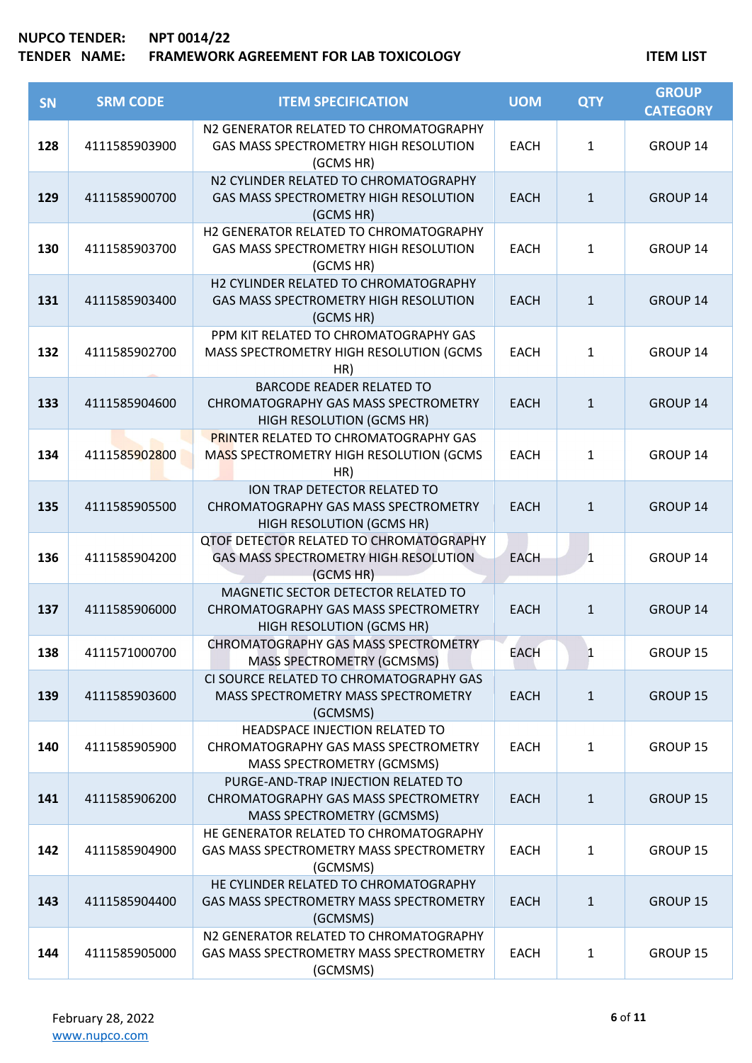**NUPCO TENDER:** **NPT 0014/22**

**TENDER NAME:** **FRAMEWORK AGREEMENT FOR LAB TOXICOLOGY** **ITEM LIST**

| SN | SRM CODE | ITEM SPECIFICATION | UOM | QTY | GROUP CATEGORY |
|---|---|---|---|---|---|
| **128** | 4111585903900 | N2 GENERATOR RELATED TO CHROMATOGRAPHY GAS MASS SPECTROMETRY HIGH RESOLUTION (GCMS HR) | EACH | 1 | GROUP 14 |
| **129** | 4111585900700 | N2 CYLINDER RELATED TO CHROMATOGRAPHY GAS MASS SPECTROMETRY HIGH RESOLUTION (GCMS HR) | EACH | 1 | GROUP 14 |
| **130** | 4111585903700 | H2 GENERATOR RELATED TO CHROMATOGRAPHY GAS MASS SPECTROMETRY HIGH RESOLUTION (GCMS HR) | EACH | 1 | GROUP 14 |
| **131** | 4111585903400 | H2 CYLINDER RELATED TO CHROMATOGRAPHY GAS MASS SPECTROMETRY HIGH RESOLUTION (GCMS HR) | EACH | 1 | GROUP 14 |
| **132** | 4111585902700 | PPM KIT RELATED TO CHROMATOGRAPHY GAS MASS SPECTROMETRY HIGH RESOLUTION (GCMS HR) | EACH | 1 | GROUP 14 |
| **133** | 4111585904600 | BARCODE READER RELATED TO CHROMATOGRAPHY GAS MASS SPECTROMETRY HIGH RESOLUTION (GCMS HR) | EACH | 1 | GROUP 14 |
| **134** | 4111585902800 | PRINTER RELATED TO CHROMATOGRAPHY GAS MASS SPECTROMETRY HIGH RESOLUTION (GCMS HR) | EACH | 1 | GROUP 14 |
| **135** | 4111585905500 | ION TRAP DETECTOR RELATED TO CHROMATOGRAPHY GAS MASS SPECTROMETRY HIGH RESOLUTION (GCMS HR) | EACH | 1 | GROUP 14 |
| **136** | 4111585904200 | QTOF DETECTOR RELATED TO CHROMATOGRAPHY GAS MASS SPECTROMETRY HIGH RESOLUTION (GCMS HR) | EACH | 1 | GROUP 14 |
| **137** | 4111585906000 | MAGNETIC SECTOR DETECTOR RELATED TO CHROMATOGRAPHY GAS MASS SPECTROMETRY HIGH RESOLUTION (GCMS HR) | EACH | 1 | GROUP 14 |
| **138** | 4111571000700 | CHROMATOGRAPHY GAS MASS SPECTROMETRY MASS SPECTROMETRY (GCMSMS) | EACH | 1 | GROUP 15 |
| **139** | 4111585903600 | CI SOURCE RELATED TO CHROMATOGRAPHY GAS MASS SPECTROMETRY MASS SPECTROMETRY (GCMSMS) | EACH | 1 | GROUP 15 |
| **140** | 4111585905900 | HEADSPACE INJECTION RELATED TO CHROMATOGRAPHY GAS MASS SPECTROMETRY MASS SPECTROMETRY (GCMSMS) | EACH | 1 | GROUP 15 |
| **141** | 4111585906200 | PURGE-AND-TRAP INJECTION RELATED TO CHROMATOGRAPHY GAS MASS SPECTROMETRY MASS SPECTROMETRY (GCMSMS) | EACH | 1 | GROUP 15 |
| **142** | 4111585904900 | HE GENERATOR RELATED TO CHROMATOGRAPHY GAS MASS SPECTROMETRY MASS SPECTROMETRY (GCMSMS) | EACH | 1 | GROUP 15 |
| **143** | 4111585904400 | HE CYLINDER RELATED TO CHROMATOGRAPHY GAS MASS SPECTROMETRY MASS SPECTROMETRY (GCMSMS) | EACH | 1 | GROUP 15 |
| **144** | 4111585905000 | N2 GENERATOR RELATED TO CHROMATOGRAPHY GAS MASS SPECTROMETRY MASS SPECTROMETRY (GCMSMS) | EACH | 1 | GROUP 15 |

February 28, 2022
www.nupco.com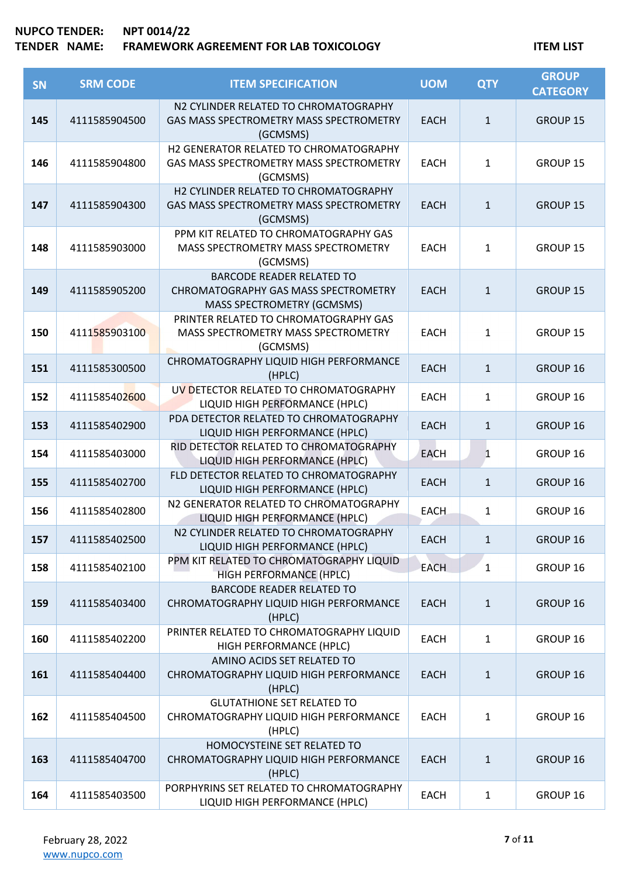**NUPCO TENDER:** **NPT 0014/22**
**TENDER NAME:** **FRAMEWORK AGREEMENT FOR LAB TOXICOLOGY**

**ITEM LIST**

| SN | SRM CODE | ITEM SPECIFICATION | UOM | QTY | GROUP CATEGORY |
|---|---|---|---|---|---|
| **145** | 4111585904500 | N2 CYLINDER RELATED TO CHROMATOGRAPHY GAS MASS SPECTROMETRY MASS SPECTROMETRY (GCMSMS) | EACH | 1 | GROUP 15 |
| **146** | 4111585904800 | H2 GENERATOR RELATED TO CHROMATOGRAPHY GAS MASS SPECTROMETRY MASS SPECTROMETRY (GCMSMS) | EACH | 1 | GROUP 15 |
| **147** | 4111585904300 | H2 CYLINDER RELATED TO CHROMATOGRAPHY GAS MASS SPECTROMETRY MASS SPECTROMETRY (GCMSMS) | EACH | 1 | GROUP 15 |
| **148** | 4111585903000 | PPM KIT RELATED TO CHROMATOGRAPHY GAS MASS SPECTROMETRY MASS SPECTROMETRY (GCMSMS) | EACH | 1 | GROUP 15 |
| **149** | 4111585905200 | BARCODE READER RELATED TO CHROMATOGRAPHY GAS MASS SPECTROMETRY MASS SPECTROMETRY (GCMSMS) | EACH | 1 | GROUP 15 |
| **150** | 4111585903100 | PRINTER RELATED TO CHROMATOGRAPHY GAS MASS SPECTROMETRY MASS SPECTROMETRY (GCMSMS) | EACH | 1 | GROUP 15 |
| **151** | 4111585300500 | CHROMATOGRAPHY LIQUID HIGH PERFORMANCE (HPLC) | EACH | 1 | GROUP 16 |
| **152** | 4111585402600 | UV DETECTOR RELATED TO CHROMATOGRAPHY LIQUID HIGH PERFORMANCE (HPLC) | EACH | 1 | GROUP 16 |
| **153** | 4111585402900 | PDA DETECTOR RELATED TO CHROMATOGRAPHY LIQUID HIGH PERFORMANCE (HPLC) | EACH | 1 | GROUP 16 |
| **154** | 4111585403000 | RID DETECTOR RELATED TO CHROMATOGRAPHY LIQUID HIGH PERFORMANCE (HPLC) | EACH | 1 | GROUP 16 |
| **155** | 4111585402700 | FLD DETECTOR RELATED TO CHROMATOGRAPHY LIQUID HIGH PERFORMANCE (HPLC) | EACH | 1 | GROUP 16 |
| **156** | 4111585402800 | N2 GENERATOR RELATED TO CHROMATOGRAPHY LIQUID HIGH PERFORMANCE (HPLC) | EACH | 1 | GROUP 16 |
| **157** | 4111585402500 | N2 CYLINDER RELATED TO CHROMATOGRAPHY LIQUID HIGH PERFORMANCE (HPLC) | EACH | 1 | GROUP 16 |
| **158** | 4111585402100 | PPM KIT RELATED TO CHROMATOGRAPHY LIQUID HIGH PERFORMANCE (HPLC) | EACH | 1 | GROUP 16 |
| **159** | 4111585403400 | BARCODE READER RELATED TO CHROMATOGRAPHY LIQUID HIGH PERFORMANCE (HPLC) | EACH | 1 | GROUP 16 |
| **160** | 4111585402200 | PRINTER RELATED TO CHROMATOGRAPHY LIQUID HIGH PERFORMANCE (HPLC) | EACH | 1 | GROUP 16 |
| **161** | 4111585404400 | AMINO ACIDS SET RELATED TO CHROMATOGRAPHY LIQUID HIGH PERFORMANCE (HPLC) | EACH | 1 | GROUP 16 |
| **162** | 4111585404500 | GLUTATHIONE SET RELATED TO CHROMATOGRAPHY LIQUID HIGH PERFORMANCE (HPLC) | EACH | 1 | GROUP 16 |
| **163** | 4111585404700 | HOMOCYSTEINE SET RELATED TO CHROMATOGRAPHY LIQUID HIGH PERFORMANCE (HPLC) | EACH | 1 | GROUP 16 |
| **164** | 4111585403500 | PORPHYRINS SET RELATED TO CHROMATOGRAPHY LIQUID HIGH PERFORMANCE (HPLC) | EACH | 1 | GROUP 16 |

February 28, 2022
www.nupco.com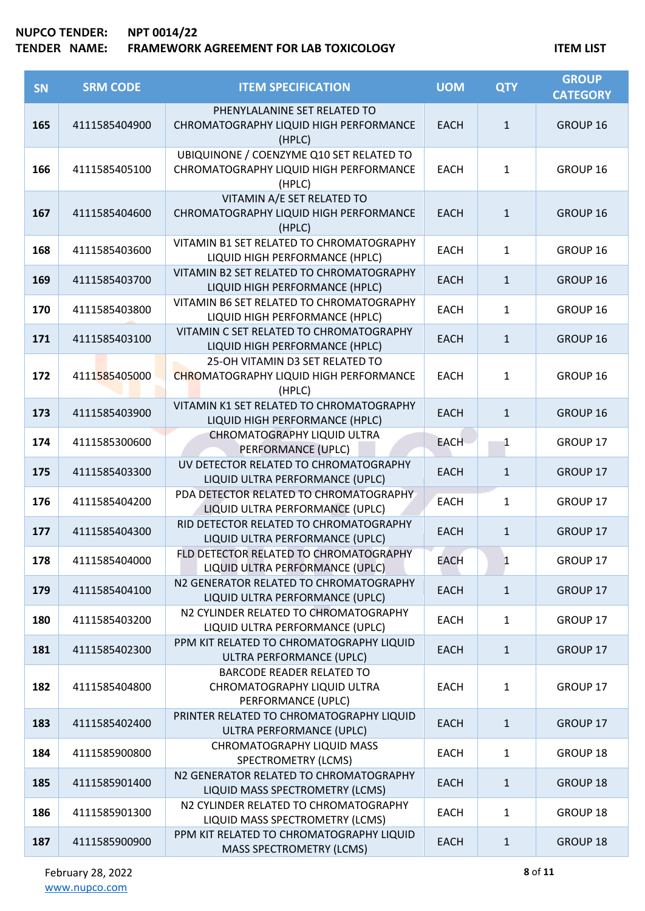**NUPCO TENDER:** NPT 0014/22
**TENDER NAME:** FRAMEWORK AGREEMENT FOR LAB TOXICOLOGY

**ITEM LIST**

| SN | SRM CODE | ITEM SPECIFICATION | UOM | QTY | GROUP CATEGORY |
|---|---|---|---|---|---|
| 165 | 4111585404900 | PHENYLALANINE SET RELATED TO CHROMATOGRAPHY LIQUID HIGH PERFORMANCE (HPLC) | EACH | 1 | GROUP 16 |
| 166 | 4111585405100 | UBIQUINONE / COENZYME Q10 SET RELATED TO CHROMATOGRAPHY LIQUID HIGH PERFORMANCE (HPLC) | EACH | 1 | GROUP 16 |
| 167 | 4111585404600 | VITAMIN A/E SET RELATED TO CHROMATOGRAPHY LIQUID HIGH PERFORMANCE (HPLC) | EACH | 1 | GROUP 16 |
| 168 | 4111585403600 | VITAMIN B1 SET RELATED TO CHROMATOGRAPHY LIQUID HIGH PERFORMANCE (HPLC) | EACH | 1 | GROUP 16 |
| 169 | 4111585403700 | VITAMIN B2 SET RELATED TO CHROMATOGRAPHY LIQUID HIGH PERFORMANCE (HPLC) | EACH | 1 | GROUP 16 |
| 170 | 4111585403800 | VITAMIN B6 SET RELATED TO CHROMATOGRAPHY LIQUID HIGH PERFORMANCE (HPLC) | EACH | 1 | GROUP 16 |
| 171 | 4111585403100 | VITAMIN C SET RELATED TO CHROMATOGRAPHY LIQUID HIGH PERFORMANCE (HPLC) | EACH | 1 | GROUP 16 |
| 172 | 4111585405000 | 25-OH VITAMIN D3 SET RELATED TO CHROMATOGRAPHY LIQUID HIGH PERFORMANCE (HPLC) | EACH | 1 | GROUP 16 |
| 173 | 4111585403900 | VITAMIN K1 SET RELATED TO CHROMATOGRAPHY LIQUID HIGH PERFORMANCE (HPLC) | EACH | 1 | GROUP 16 |
| 174 | 4111585300600 | CHROMATOGRAPHY LIQUID ULTRA PERFORMANCE (UPLC) | EACH | 1 | GROUP 17 |
| 175 | 4111585403300 | UV DETECTOR RELATED TO CHROMATOGRAPHY LIQUID ULTRA PERFORMANCE (UPLC) | EACH | 1 | GROUP 17 |
| 176 | 4111585404200 | PDA DETECTOR RELATED TO CHROMATOGRAPHY LIQUID ULTRA PERFORMANCE (UPLC) | EACH | 1 | GROUP 17 |
| 177 | 4111585404300 | RID DETECTOR RELATED TO CHROMATOGRAPHY LIQUID ULTRA PERFORMANCE (UPLC) | EACH | 1 | GROUP 17 |
| 178 | 4111585404000 | FLD DETECTOR RELATED TO CHROMATOGRAPHY LIQUID ULTRA PERFORMANCE (UPLC) | EACH | 1 | GROUP 17 |
| 179 | 4111585404100 | N2 GENERATOR RELATED TO CHROMATOGRAPHY LIQUID ULTRA PERFORMANCE (UPLC) | EACH | 1 | GROUP 17 |
| 180 | 4111585403200 | N2 CYLINDER RELATED TO CHROMATOGRAPHY LIQUID ULTRA PERFORMANCE (UPLC) | EACH | 1 | GROUP 17 |
| 181 | 4111585402300 | PPM KIT RELATED TO CHROMATOGRAPHY LIQUID ULTRA PERFORMANCE (UPLC) | EACH | 1 | GROUP 17 |
| 182 | 4111585404800 | BARCODE READER RELATED TO CHROMATOGRAPHY LIQUID ULTRA PERFORMANCE (UPLC) | EACH | 1 | GROUP 17 |
| 183 | 4111585402400 | PRINTER RELATED TO CHROMATOGRAPHY LIQUID ULTRA PERFORMANCE (UPLC) | EACH | 1 | GROUP 17 |
| 184 | 4111585900800 | CHROMATOGRAPHY LIQUID MASS SPECTROMETRY (LCMS) | EACH | 1 | GROUP 18 |
| 185 | 4111585901400 | N2 GENERATOR RELATED TO CHROMATOGRAPHY LIQUID MASS SPECTROMETRY (LCMS) | EACH | 1 | GROUP 18 |
| 186 | 4111585901300 | N2 CYLINDER RELATED TO CHROMATOGRAPHY LIQUID MASS SPECTROMETRY (LCMS) | EACH | 1 | GROUP 18 |
| 187 | 4111585900900 | PPM KIT RELATED TO CHROMATOGRAPHY LIQUID MASS SPECTROMETRY (LCMS) | EACH | 1 | GROUP 18 |

February 28, 2022
www.nupco.com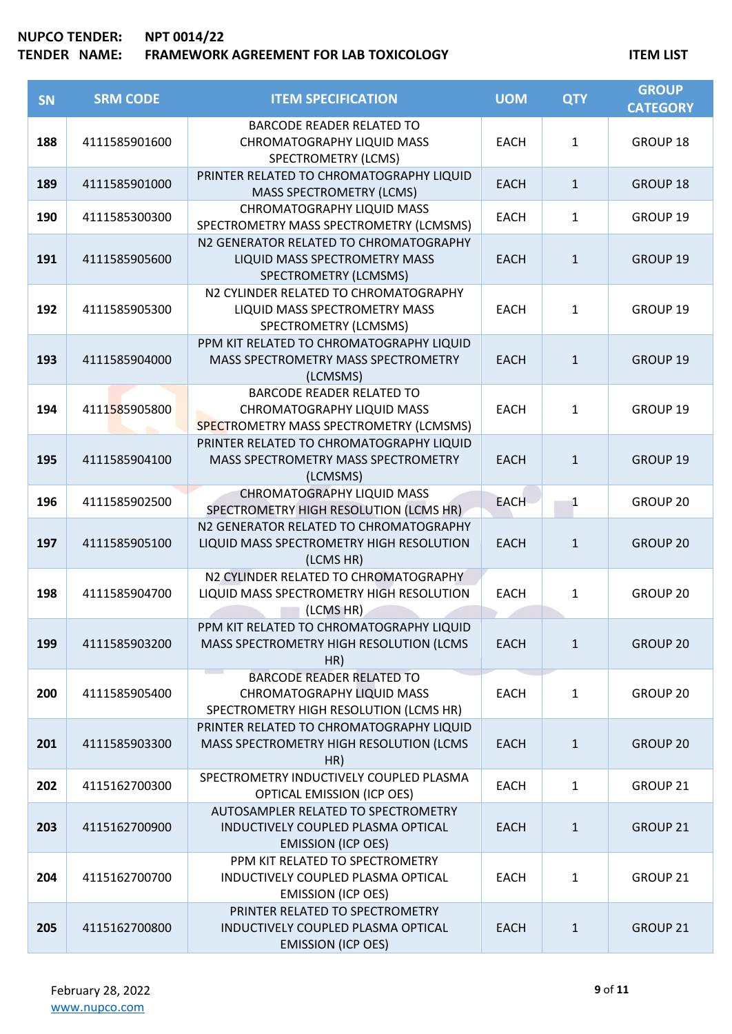**NUPCO TENDER:** NPT 0014/22
**TENDER NAME:** FRAMEWORK AGREEMENT FOR LAB TOXICOLOGY

**ITEM LIST**

| SN | SRM CODE | ITEM SPECIFICATION | UOM | QTY | GROUP CATEGORY |
|---|---|---|---|---|---|
| 188 | 4111585901600 | BARCODE READER RELATED TO CHROMATOGRAPHY LIQUID MASS SPECTROMETRY (LCMS) | EACH | 1 | GROUP 18 |
| 189 | 4111585901000 | PRINTER RELATED TO CHROMATOGRAPHY LIQUID MASS SPECTROMETRY (LCMS) | EACH | 1 | GROUP 18 |
| 190 | 4111585300300 | CHROMATOGRAPHY LIQUID MASS SPECTROMETRY MASS SPECTROMETRY (LCMSMS) | EACH | 1 | GROUP 19 |
| 191 | 4111585905600 | N2 GENERATOR RELATED TO CHROMATOGRAPHY LIQUID MASS SPECTROMETRY MASS SPECTROMETRY (LCMSMS) | EACH | 1 | GROUP 19 |
| 192 | 4111585905300 | N2 CYLINDER RELATED TO CHROMATOGRAPHY LIQUID MASS SPECTROMETRY MASS SPECTROMETRY (LCMSMS) | EACH | 1 | GROUP 19 |
| 193 | 4111585904000 | PPM KIT RELATED TO CHROMATOGRAPHY LIQUID MASS SPECTROMETRY MASS SPECTROMETRY (LCMSMS) | EACH | 1 | GROUP 19 |
| 194 | 4111585905800 | BARCODE READER RELATED TO CHROMATOGRAPHY LIQUID MASS SPECTROMETRY MASS SPECTROMETRY (LCMSMS) | EACH | 1 | GROUP 19 |
| 195 | 4111585904100 | PRINTER RELATED TO CHROMATOGRAPHY LIQUID MASS SPECTROMETRY MASS SPECTROMETRY (LCMSMS) | EACH | 1 | GROUP 19 |
| 196 | 4111585902500 | CHROMATOGRAPHY LIQUID MASS SPECTROMETRY HIGH RESOLUTION (LCMS HR) | EACH | 1 | GROUP 20 |
| 197 | 4111585905100 | N2 GENERATOR RELATED TO CHROMATOGRAPHY LIQUID MASS SPECTROMETRY HIGH RESOLUTION (LCMS HR) | EACH | 1 | GROUP 20 |
| 198 | 4111585904700 | N2 CYLINDER RELATED TO CHROMATOGRAPHY LIQUID MASS SPECTROMETRY HIGH RESOLUTION (LCMS HR) | EACH | 1 | GROUP 20 |
| 199 | 4111585903200 | PPM KIT RELATED TO CHROMATOGRAPHY LIQUID MASS SPECTROMETRY HIGH RESOLUTION (LCMS HR) | EACH | 1 | GROUP 20 |
| 200 | 4111585905400 | BARCODE READER RELATED TO CHROMATOGRAPHY LIQUID MASS SPECTROMETRY HIGH RESOLUTION (LCMS HR) | EACH | 1 | GROUP 20 |
| 201 | 4111585903300 | PRINTER RELATED TO CHROMATOGRAPHY LIQUID MASS SPECTROMETRY HIGH RESOLUTION (LCMS HR) | EACH | 1 | GROUP 20 |
| 202 | 4115162700300 | SPECTROMETRY INDUCTIVELY COUPLED PLASMA OPTICAL EMISSION (ICP OES) | EACH | 1 | GROUP 21 |
| 203 | 4115162700900 | AUTOSAMPLER RELATED TO SPECTROMETRY INDUCTIVELY COUPLED PLASMA OPTICAL EMISSION (ICP OES) | EACH | 1 | GROUP 21 |
| 204 | 4115162700700 | PPM KIT RELATED TO SPECTROMETRY INDUCTIVELY COUPLED PLASMA OPTICAL EMISSION (ICP OES) | EACH | 1 | GROUP 21 |
| 205 | 4115162700800 | PRINTER RELATED TO SPECTROMETRY INDUCTIVELY COUPLED PLASMA OPTICAL EMISSION (ICP OES) | EACH | 1 | GROUP 21 |

February 28, 2022
www.nupco.com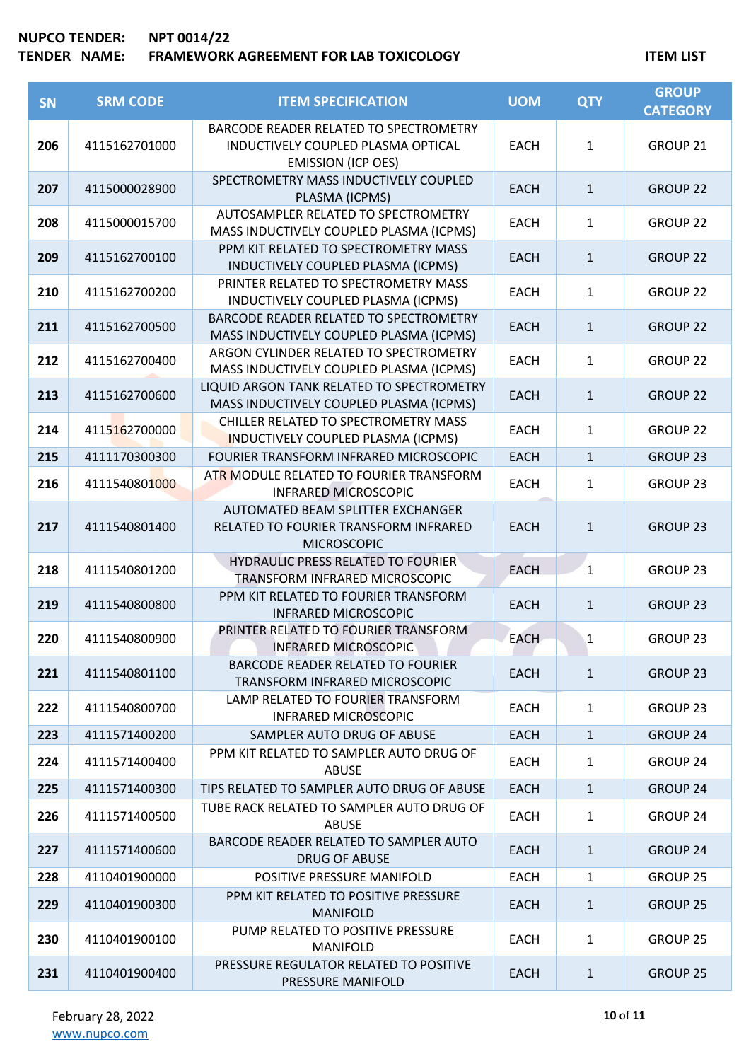**NUPCO TENDER:** NPT 0014/22
**TENDER NAME:** FRAMEWORK AGREEMENT FOR LAB TOXICOLOGY

**ITEM LIST**

| SN | SRM CODE | ITEM SPECIFICATION | UOM | QTY | GROUP CATEGORY |
|---|---|---|---|---|---|
| 206 | 4115162701000 | BARCODE READER RELATED TO SPECTROMETRY INDUCTIVELY COUPLED PLASMA OPTICAL EMISSION (ICP OES) | EACH | 1 | GROUP 21 |
| 207 | 4115000028900 | SPECTROMETRY MASS INDUCTIVELY COUPLED PLASMA (ICPMS) | EACH | 1 | GROUP 22 |
| 208 | 4115000015700 | AUTOSAMPLER RELATED TO SPECTROMETRY MASS INDUCTIVELY COUPLED PLASMA (ICPMS) | EACH | 1 | GROUP 22 |
| 209 | 4115162700100 | PPM KIT RELATED TO SPECTROMETRY MASS INDUCTIVELY COUPLED PLASMA (ICPMS) | EACH | 1 | GROUP 22 |
| 210 | 4115162700200 | PRINTER RELATED TO SPECTROMETRY MASS INDUCTIVELY COUPLED PLASMA (ICPMS) | EACH | 1 | GROUP 22 |
| 211 | 4115162700500 | BARCODE READER RELATED TO SPECTROMETRY MASS INDUCTIVELY COUPLED PLASMA (ICPMS) | EACH | 1 | GROUP 22 |
| 212 | 4115162700400 | ARGON CYLINDER RELATED TO SPECTROMETRY MASS INDUCTIVELY COUPLED PLASMA (ICPMS) | EACH | 1 | GROUP 22 |
| 213 | 4115162700600 | LIQUID ARGON TANK RELATED TO SPECTROMETRY MASS INDUCTIVELY COUPLED PLASMA (ICPMS) | EACH | 1 | GROUP 22 |
| 214 | 4115162700000 | CHILLER RELATED TO SPECTROMETRY MASS INDUCTIVELY COUPLED PLASMA (ICPMS) | EACH | 1 | GROUP 22 |
| 215 | 4111170300300 | FOURIER TRANSFORM INFRARED MICROSCOPIC | EACH | 1 | GROUP 23 |
| 216 | 4111540801000 | ATR MODULE RELATED TO FOURIER TRANSFORM INFRARED MICROSCOPIC | EACH | 1 | GROUP 23 |
| 217 | 4111540801400 | AUTOMATED BEAM SPLITTER EXCHANGER RELATED TO FOURIER TRANSFORM INFRARED MICROSCOPIC | EACH | 1 | GROUP 23 |
| 218 | 4111540801200 | HYDRAULIC PRESS RELATED TO FOURIER TRANSFORM INFRARED MICROSCOPIC | EACH | 1 | GROUP 23 |
| 219 | 4111540800800 | PPM KIT RELATED TO FOURIER TRANSFORM INFRARED MICROSCOPIC | EACH | 1 | GROUP 23 |
| 220 | 4111540800900 | PRINTER RELATED TO FOURIER TRANSFORM INFRARED MICROSCOPIC | EACH | 1 | GROUP 23 |
| 221 | 4111540801100 | BARCODE READER RELATED TO FOURIER TRANSFORM INFRARED MICROSCOPIC | EACH | 1 | GROUP 23 |
| 222 | 4111540800700 | LAMP RELATED TO FOURIER TRANSFORM INFRARED MICROSCOPIC | EACH | 1 | GROUP 23 |
| 223 | 4111571400200 | SAMPLER AUTO DRUG OF ABUSE | EACH | 1 | GROUP 24 |
| 224 | 4111571400400 | PPM KIT RELATED TO SAMPLER AUTO DRUG OF ABUSE | EACH | 1 | GROUP 24 |
| 225 | 4111571400300 | TIPS RELATED TO SAMPLER AUTO DRUG OF ABUSE | EACH | 1 | GROUP 24 |
| 226 | 4111571400500 | TUBE RACK RELATED TO SAMPLER AUTO DRUG OF ABUSE | EACH | 1 | GROUP 24 |
| 227 | 4111571400600 | BARCODE READER RELATED TO SAMPLER AUTO DRUG OF ABUSE | EACH | 1 | GROUP 24 |
| 228 | 4110401900000 | POSITIVE PRESSURE MANIFOLD | EACH | 1 | GROUP 25 |
| 229 | 4110401900300 | PPM KIT RELATED TO POSITIVE PRESSURE MANIFOLD | EACH | 1 | GROUP 25 |
| 230 | 4110401900100 | PUMP RELATED TO POSITIVE PRESSURE MANIFOLD | EACH | 1 | GROUP 25 |
| 231 | 4110401900400 | PRESSURE REGULATOR RELATED TO POSITIVE PRESSURE MANIFOLD | EACH | 1 | GROUP 25 |

February 28, 2022
www.nupco.com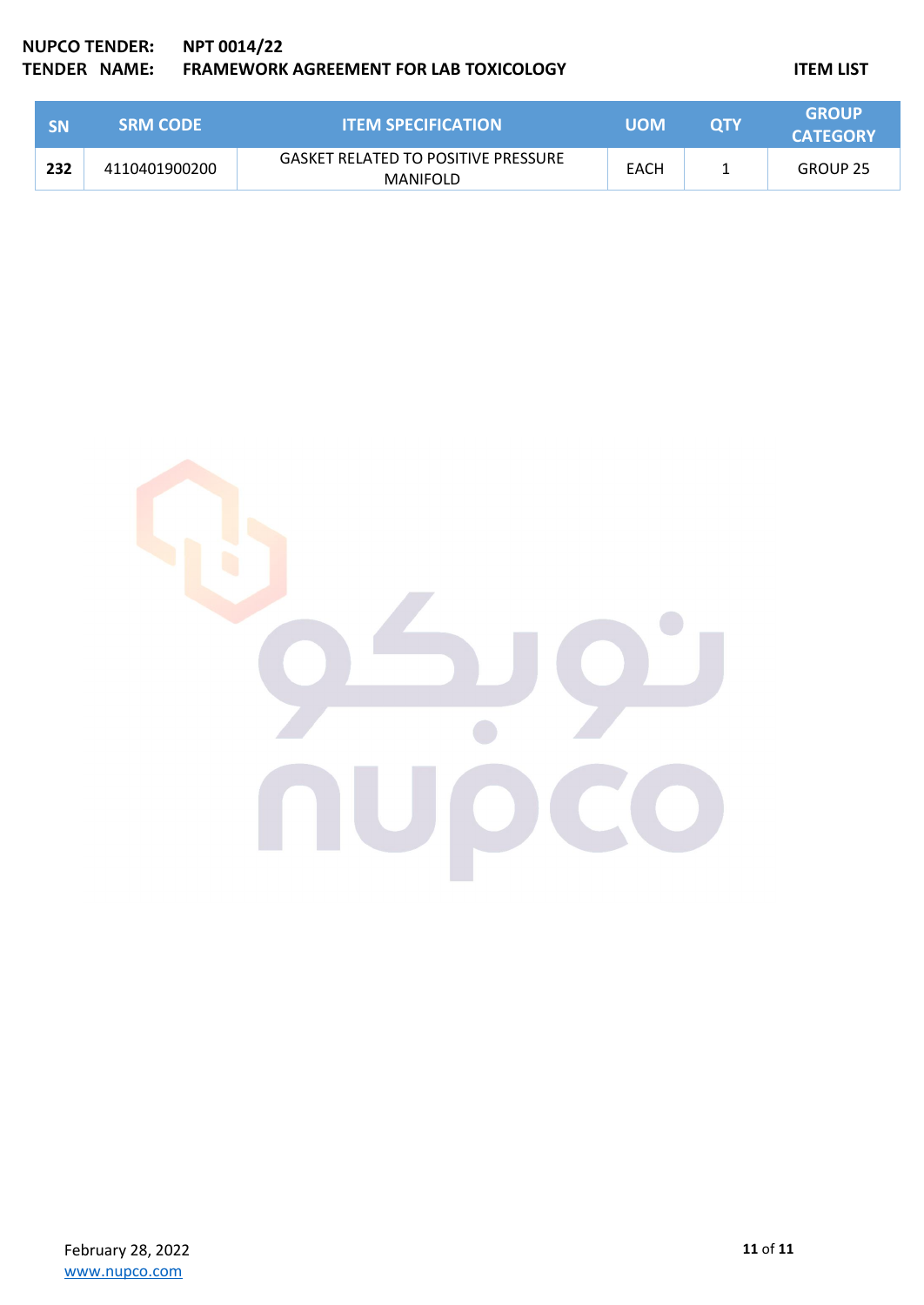| SN | SRM CODE | ITEM SPECIFICATION | UOM | QTY | GROUP CATEGORY |
|---|---|---|---|---|---|
| **232** | 4110401900200 | GASKET RELATED TO POSITIVE PRESSURE MANIFOLD | EACH | 1 | GROUP 25 |